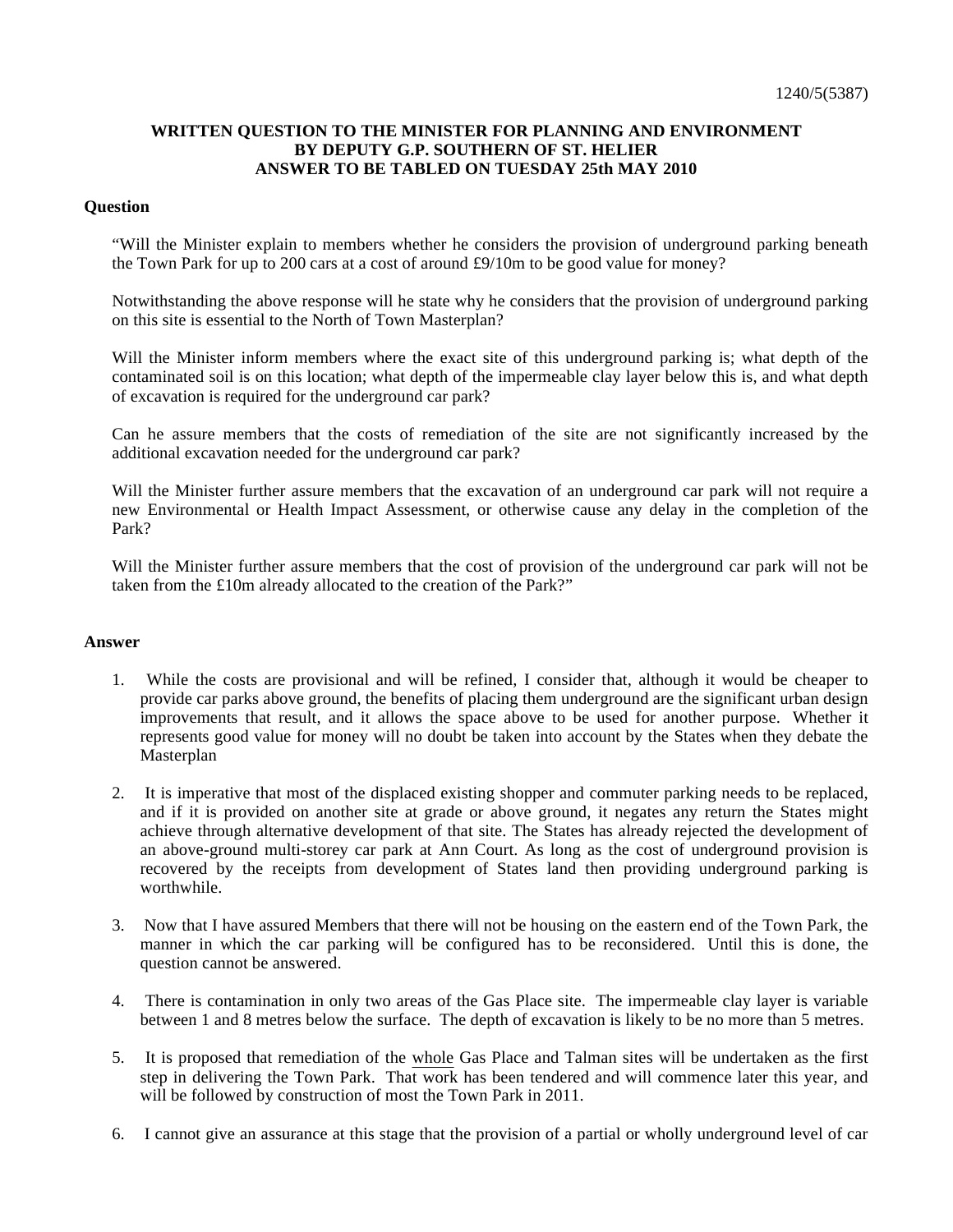1240/5(5387)

**WRITTEN QUESTION TO THE MINISTER FOR PLANNING AND ENVIRONMENT BY DEPUTY G.P. SOUTHERN OF ST. HELIER ANSWER TO BE TABLED ON TUESDAY 25th MAY 2010**

**Question**

"Will the Minister explain to members whether he considers the provision of underground parking beneath the Town Park for up to 200 cars at a cost of around £9/10m to be good value for money?

Notwithstanding the above response will he state why he considers that the provision of underground parking on this site is essential to the North of Town Masterplan?

Will the Minister inform members where the exact site of this underground parking is; what depth of the contaminated soil is on this location; what depth of the impermeable clay layer below this is, and what depth of excavation is required for the underground car park?

Can he assure members that the costs of remediation of the site are not significantly increased by the additional excavation needed for the underground car park?

Will the Minister further assure members that the excavation of an underground car park will not require a new Environmental or Health Impact Assessment, or otherwise cause any delay in the completion of the Park?

Will the Minister further assure members that the cost of provision of the underground car park will not be taken from the £10m already allocated to the creation of the Park?"

**Answer**

1. While the costs are provisional and will be refined, I consider that, although it would be cheaper to provide car parks above ground, the benefits of placing them underground are the significant urban design improvements that result, and it allows the space above to be used for another purpose. Whether it represents good value for money will no doubt be taken into account by the States when they debate the Masterplan

2. It is imperative that most of the displaced existing shopper and commuter parking needs to be replaced, and if it is provided on another site at grade or above ground, it negates any return the States might achieve through alternative development of that site. The States has already rejected the development of an above-ground multi-storey car park at Ann Court. As long as the cost of underground provision is recovered by the receipts from development of States land then providing underground parking is worthwhile.

3. Now that I have assured Members that there will not be housing on the eastern end of the Town Park, the manner in which the car parking will be configured has to be reconsidered. Until this is done, the question cannot be answered.

4. There is contamination in only two areas of the Gas Place site. The impermeable clay layer is variable between 1 and 8 metres below the surface. The depth of excavation is likely to be no more than 5 metres.

5. It is proposed that remediation of the whole Gas Place and Talman sites will be undertaken as the first step in delivering the Town Park. That work has been tendered and will commence later this year, and will be followed by construction of most the Town Park in 2011.

6. I cannot give an assurance at this stage that the provision of a partial or wholly underground level of car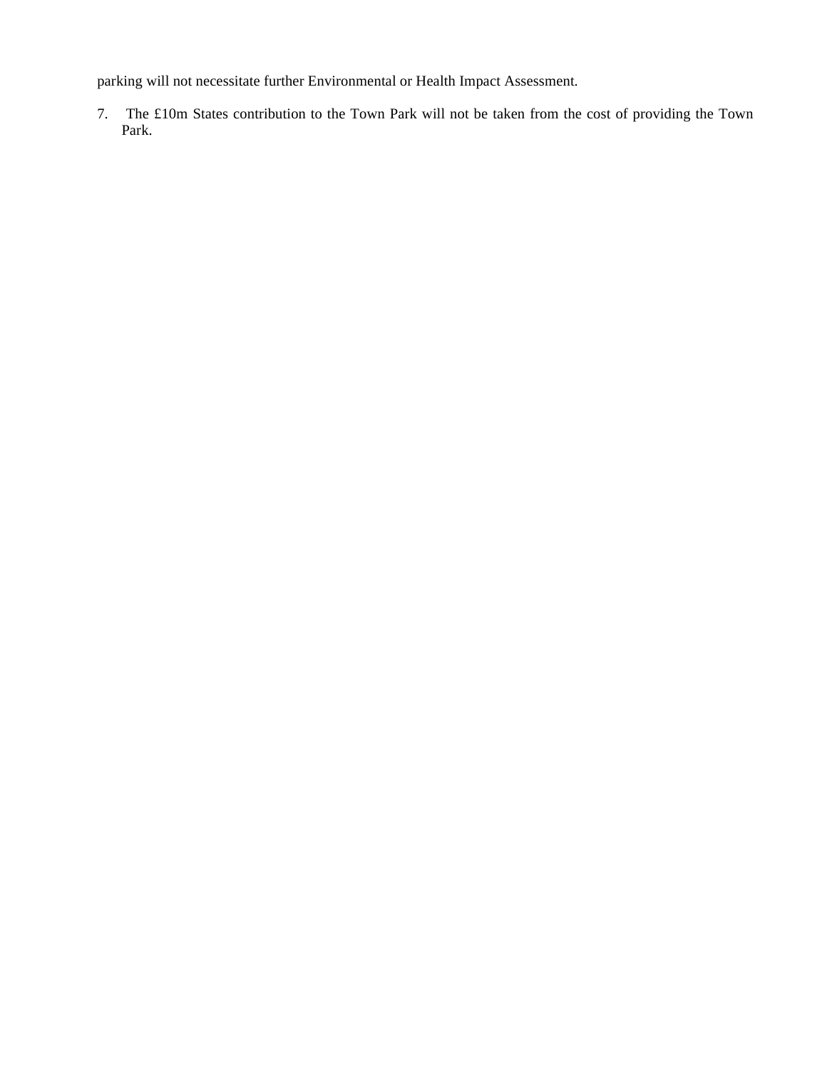parking will not necessitate further Environmental or Health Impact Assessment.

7. The £10m States contribution to the Town Park will not be taken from the cost of providing the Town Park.